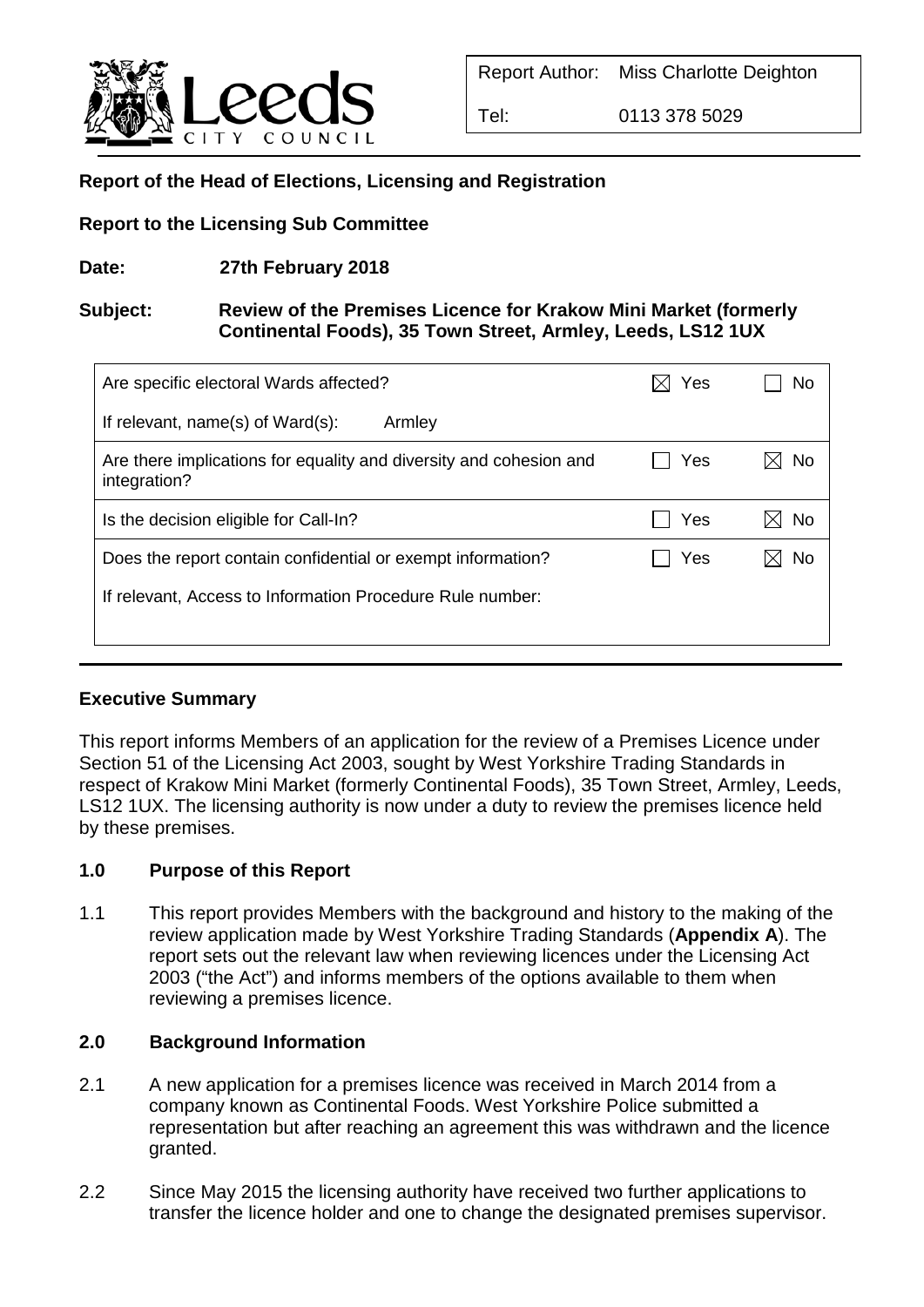| Report Author: | Miss Charlotte Deighton |
| --- | --- |
| Tel: | 0113 378 5029 |

**Report of the Head of Elections, Licensing and Registration**

**Report to the Licensing Sub Committee**

**Date: 27th February 2018**

**Subject: Review of the Premises Licence for Krakow Mini Market (formerly Continental Foods), 35 Town Street, Armley, Leeds, LS12 1UX**

| | | |
| --- | --- | --- |
| Are specific electoral Wards affected? | ☒ Yes | ☐ No |
| If relevant, name(s) of Ward(s): Armley | | |
| Are there implications for equality and diversity and cohesion and integration? | ☐ Yes | ☒ No |
| Is the decision eligible for Call-In? | ☐ Yes | ☒ No |
| Does the report contain confidential or exempt information? | ☐ Yes | ☒ No |
| If relevant, Access to Information Procedure Rule number: | | |

## Executive Summary

This report informs Members of an application for the review of a Premises Licence under Section 51 of the Licensing Act 2003, sought by West Yorkshire Trading Standards in respect of Krakow Mini Market (formerly Continental Foods), 35 Town Street, Armley, Leeds, LS12 1UX. The licensing authority is now under a duty to review the premises licence held by these premises.

## 1.0 Purpose of this Report

1.1 This report provides Members with the background and history to the making of the review application made by West Yorkshire Trading Standards (**Appendix A**). The report sets out the relevant law when reviewing licences under the Licensing Act 2003 ("the Act") and informs members of the options available to them when reviewing a premises licence.

## 2.0 Background Information

2.1 A new application for a premises licence was received in March 2014 from a company known as Continental Foods. West Yorkshire Police submitted a representation but after reaching an agreement this was withdrawn and the licence granted.

2.2 Since May 2015 the licensing authority have received two further applications to transfer the licence holder and one to change the designated premises supervisor.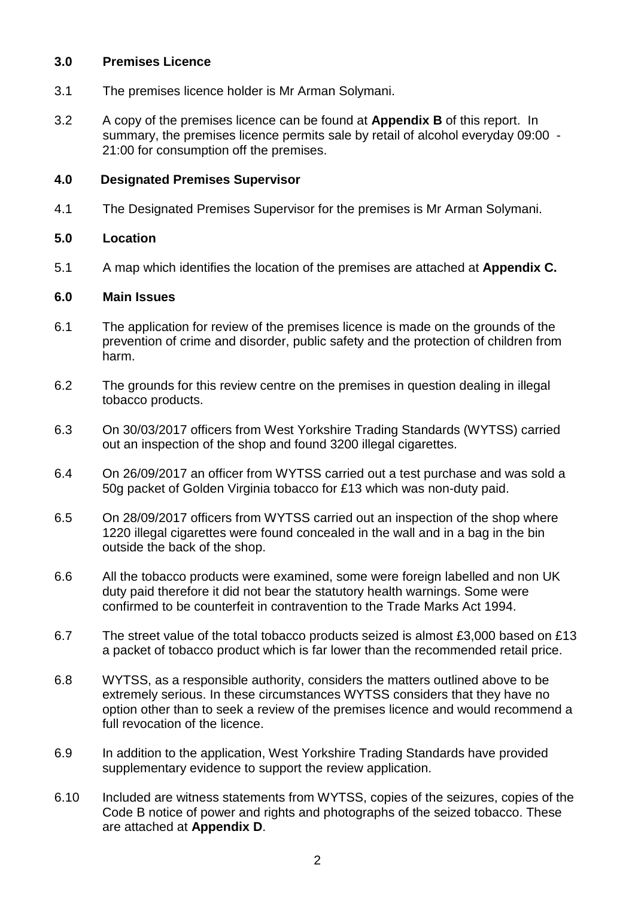## 3.0 Premises Licence

3.1 The premises licence holder is Mr Arman Solymani.

3.2 A copy of the premises licence can be found at **Appendix B** of this report. In summary, the premises licence permits sale by retail of alcohol everyday 09:00 - 21:00 for consumption off the premises.

## 4.0 Designated Premises Supervisor

4.1 The Designated Premises Supervisor for the premises is Mr Arman Solymani.

## 5.0 Location

5.1 A map which identifies the location of the premises are attached at **Appendix C.**

## 6.0 Main Issues

6.1 The application for review of the premises licence is made on the grounds of the prevention of crime and disorder, public safety and the protection of children from harm.

6.2 The grounds for this review centre on the premises in question dealing in illegal tobacco products.

6.3 On 30/03/2017 officers from West Yorkshire Trading Standards (WYTSS) carried out an inspection of the shop and found 3200 illegal cigarettes.

6.4 On 26/09/2017 an officer from WYTSS carried out a test purchase and was sold a 50g packet of Golden Virginia tobacco for £13 which was non-duty paid.

6.5 On 28/09/2017 officers from WYTSS carried out an inspection of the shop where 1220 illegal cigarettes were found concealed in the wall and in a bag in the bin outside the back of the shop.

6.6 All the tobacco products were examined, some were foreign labelled and non UK duty paid therefore it did not bear the statutory health warnings. Some were confirmed to be counterfeit in contravention to the Trade Marks Act 1994.

6.7 The street value of the total tobacco products seized is almost £3,000 based on £13 a packet of tobacco product which is far lower than the recommended retail price.

6.8 WYTSS, as a responsible authority, considers the matters outlined above to be extremely serious. In these circumstances WYTSS considers that they have no option other than to seek a review of the premises licence and would recommend a full revocation of the licence.

6.9 In addition to the application, West Yorkshire Trading Standards have provided supplementary evidence to support the review application.

6.10 Included are witness statements from WYTSS, copies of the seizures, copies of the Code B notice of power and rights and photographs of the seized tobacco. These are attached at **Appendix D**.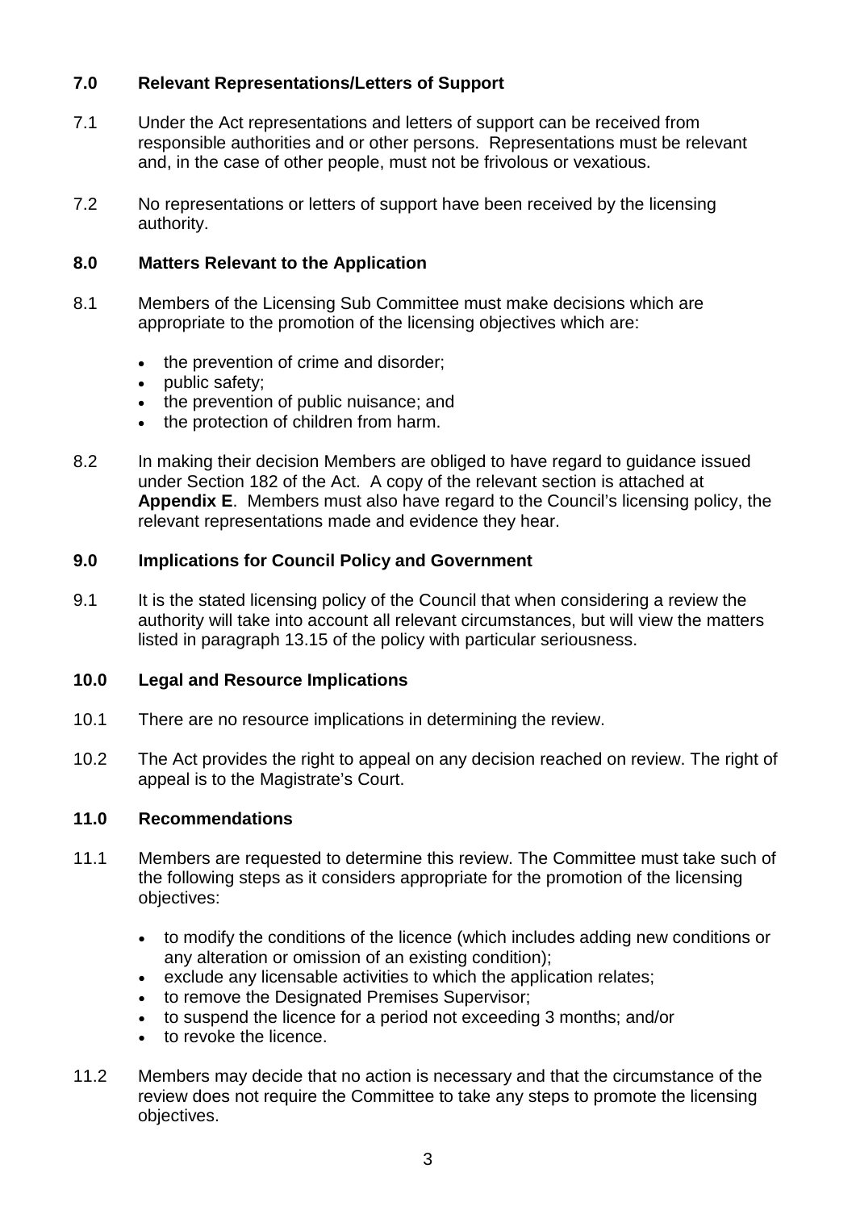## 7.0 Relevant Representations/Letters of Support

7.1 Under the Act representations and letters of support can be received from responsible authorities and or other persons. Representations must be relevant and, in the case of other people, must not be frivolous or vexatious.

7.2 No representations or letters of support have been received by the licensing authority.

## 8.0 Matters Relevant to the Application

8.1 Members of the Licensing Sub Committee must make decisions which are appropriate to the promotion of the licensing objectives which are:

- the prevention of crime and disorder;
- public safety;
- the prevention of public nuisance; and
- the protection of children from harm.

8.2 In making their decision Members are obliged to have regard to guidance issued under Section 182 of the Act. A copy of the relevant section is attached at **Appendix E**. Members must also have regard to the Council's licensing policy, the relevant representations made and evidence they hear.

## 9.0 Implications for Council Policy and Government

9.1 It is the stated licensing policy of the Council that when considering a review the authority will take into account all relevant circumstances, but will view the matters listed in paragraph 13.15 of the policy with particular seriousness.

## 10.0 Legal and Resource Implications

10.1 There are no resource implications in determining the review.

10.2 The Act provides the right to appeal on any decision reached on review. The right of appeal is to the Magistrate's Court.

## 11.0 Recommendations

11.1 Members are requested to determine this review. The Committee must take such of the following steps as it considers appropriate for the promotion of the licensing objectives:

- to modify the conditions of the licence (which includes adding new conditions or any alteration or omission of an existing condition);
- exclude any licensable activities to which the application relates;
- to remove the Designated Premises Supervisor;
- to suspend the licence for a period not exceeding 3 months; and/or
- to revoke the licence.

11.2 Members may decide that no action is necessary and that the circumstance of the review does not require the Committee to take any steps to promote the licensing objectives.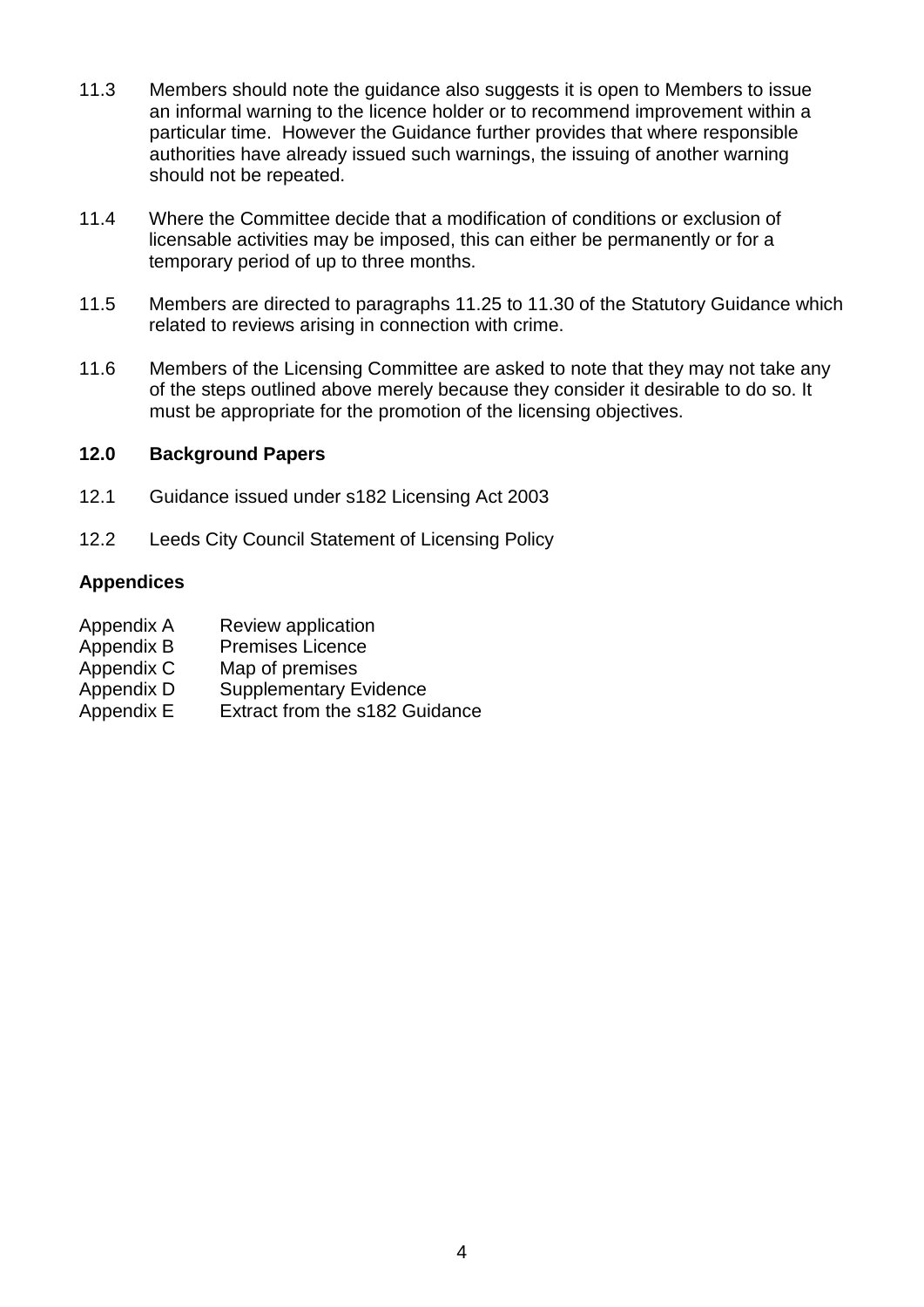11.3 Members should note the guidance also suggests it is open to Members to issue an informal warning to the licence holder or to recommend improvement within a particular time. However the Guidance further provides that where responsible authorities have already issued such warnings, the issuing of another warning should not be repeated.

11.4 Where the Committee decide that a modification of conditions or exclusion of licensable activities may be imposed, this can either be permanently or for a temporary period of up to three months.

11.5 Members are directed to paragraphs 11.25 to 11.30 of the Statutory Guidance which related to reviews arising in connection with crime.

11.6 Members of the Licensing Committee are asked to note that they may not take any of the steps outlined above merely because they consider it desirable to do so. It must be appropriate for the promotion of the licensing objectives.

## 12.0 Background Papers

12.1 Guidance issued under s182 Licensing Act 2003

12.2 Leeds City Council Statement of Licensing Policy

## Appendices

Appendix A Review application
Appendix B Premises Licence
Appendix C Map of premises
Appendix D Supplementary Evidence
Appendix E Extract from the s182 Guidance